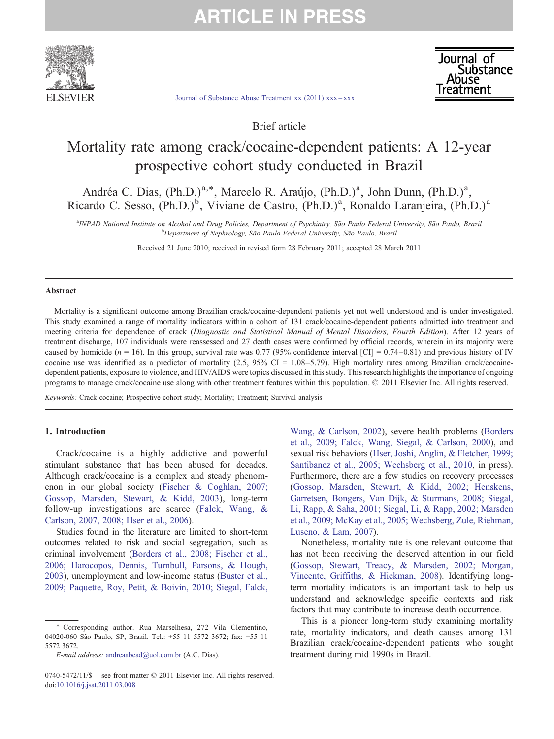Brief article

# Mortality rate among crack/cocaine-dependent patients: A 12-year prospective cohort study conducted in Brazil

Andréa C. Dias, (Ph.D.)[a,*], Marcelo R. Araújo, (Ph.D.)[a], John Dunn, (Ph.D.)[a], Ricardo C. Sesso, (Ph.D.)[b], Viviane de Castro, (Ph.D.)[a], Ronaldo Laranjeira, (Ph.D.)[a]

[a]*INPAD National Institute on Alcohol and Drug Policies, Department of Psychiatry, São Paulo Federal University, São Paulo, Brazil*
[b]*Department of Nephrology, São Paulo Federal University, São Paulo, Brazil*

Received 21 June 2010; received in revised form 28 February 2011; accepted 28 March 2011

## Abstract

Mortality is a significant outcome among Brazilian crack/cocaine-dependent patients yet not well understood and is under investigated. This study examined a range of mortality indicators within a cohort of 131 crack/cocaine-dependent patients admitted into treatment and meeting criteria for dependence of crack (*Diagnostic and Statistical Manual of Mental Disorders, Fourth Edition*). After 12 years of treatment discharge, 107 individuals were reassessed and 27 death cases were confirmed by official records, wherein in its majority were caused by homicide ($n$ = 16). In this group, survival rate was 0.77 (95% confidence interval [CI] = 0.74–0.81) and previous history of IV cocaine use was identified as a predictor of mortality (2.5, 95% CI = 1.08–5.79). High mortality rates among Brazilian crack/cocaine-dependent patients, exposure to violence, and HIV/AIDS were topics discussed in this study. This research highlights the importance of ongoing programs to manage crack/cocaine use along with other treatment features within this population. © 2011 Elsevier Inc. All rights reserved.

*Keywords:* Crack cocaine; Prospective cohort study; Mortality; Treatment; Survival analysis

## 1. Introduction

Crack/cocaine is a highly addictive and powerful stimulant substance that has been abused for decades. Although crack/cocaine is a complex and steady phenomenon in our global society (Fischer & Coghlan, 2007; Gossop, Marsden, Stewart, & Kidd, 2003), long-term follow-up investigations are scarce (Falck, Wang, & Carlson, 2007, 2008; Hser et al., 2006).

Studies found in the literature are limited to short-term outcomes related to risk and social segregation, such as criminal involvement (Borders et al., 2008; Fischer et al., 2006; Harocopos, Dennis, Turnbull, Parsons, & Hough, 2003), unemployment and low-income status (Buster et al., 2009; Paquette, Roy, Petit, & Boivin, 2010; Siegal, Falck, Wang, & Carlson, 2002), severe health problems (Borders et al., 2009; Falck, Wang, Siegal, & Carlson, 2000), and sexual risk behaviors (Hser, Joshi, Anglin, & Fletcher, 1999; Santibanez et al., 2005; Wechsberg et al., 2010, in press). Furthermore, there are a few studies on recovery processes (Gossop, Marsden, Stewart, & Kidd, 2002; Henskens, Garretsen, Bongers, Van Dijk, & Sturmans, 2008; Siegal, Li, Rapp, & Saha, 2001; Siegal, Li, & Rapp, 2002; Marsden et al., 2009; McKay et al., 2005; Wechsberg, Zule, Riehman, Luseno, & Lam, 2007).

Nonetheless, mortality rate is one relevant outcome that has not been receiving the deserved attention in our field (Gossop, Stewart, Treacy, & Marsden, 2002; Morgan, Vincente, Griffiths, & Hickman, 2008). Identifying long-term mortality indicators is an important task to help us understand and acknowledge specific contexts and risk factors that may contribute to increase death occurrence.

This is a pioneer long-term study examining mortality rate, mortality indicators, and death causes among 131 Brazilian crack/cocaine-dependent patients who sought treatment during mid 1990s in Brazil.

---

* Corresponding author. Rua Marselhesa, 272–Vila Clementino, 04020-060 São Paulo, SP, Brazil. Tel.: +55 11 5572 3672; fax: +55 11 5572 3672.

*E-mail address:* andreaabead@uol.com.br (A.C. Dias).

0740-5472/11/$ – see front matter © 2011 Elsevier Inc. All rights reserved.
doi:10.1016/j.jsat.2011.03.008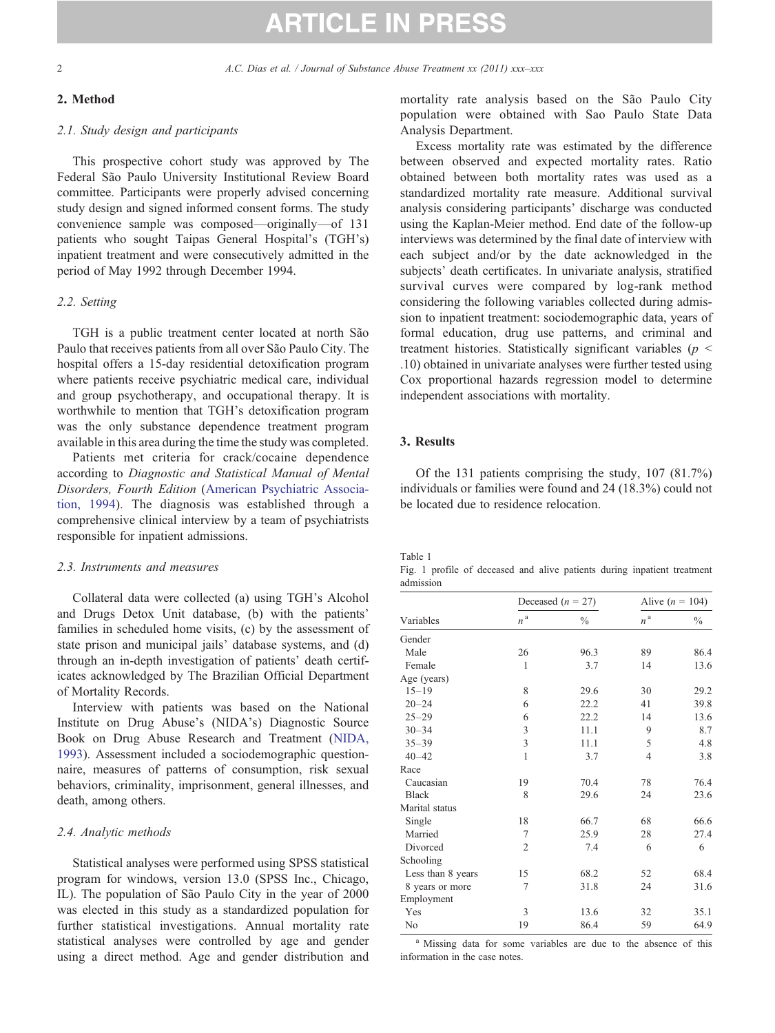## 2. Method

### 2.1. Study design and participants

This prospective cohort study was approved by The Federal São Paulo University Institutional Review Board committee. Participants were properly advised concerning study design and signed informed consent forms. The study convenience sample was composed—originally—of 131 patients who sought Taipas General Hospital's (TGH's) inpatient treatment and were consecutively admitted in the period of May 1992 through December 1994.

### 2.2. Setting

TGH is a public treatment center located at north São Paulo that receives patients from all over São Paulo City. The hospital offers a 15-day residential detoxification program where patients receive psychiatric medical care, individual and group psychotherapy, and occupational therapy. It is worthwhile to mention that TGH's detoxification program was the only substance dependence treatment program available in this area during the time the study was completed.

Patients met criteria for crack/cocaine dependence according to *Diagnostic and Statistical Manual of Mental Disorders, Fourth Edition* (American Psychiatric Association, 1994). The diagnosis was established through a comprehensive clinical interview by a team of psychiatrists responsible for inpatient admissions.

### 2.3. Instruments and measures

Collateral data were collected (a) using TGH's Alcohol and Drugs Detox Unit database, (b) with the patients' families in scheduled home visits, (c) by the assessment of state prison and municipal jails' database systems, and (d) through an in-depth investigation of patients' death certificates acknowledged by The Brazilian Official Department of Mortality Records.

Interview with patients was based on the National Institute on Drug Abuse's (NIDA's) Diagnostic Source Book on Drug Abuse Research and Treatment (NIDA, 1993). Assessment included a sociodemographic questionnaire, measures of patterns of consumption, risk sexual behaviors, criminality, imprisonment, general illnesses, and death, among others.

### 2.4. Analytic methods

Statistical analyses were performed using SPSS statistical program for windows, version 13.0 (SPSS Inc., Chicago, IL). The population of São Paulo City in the year of 2000 was elected in this study as a standardized population for further statistical investigations. Annual mortality rate statistical analyses were controlled by age and gender using a direct method. Age and gender distribution and mortality rate analysis based on the São Paulo City population were obtained with Sao Paulo State Data Analysis Department.

Excess mortality rate was estimated by the difference between observed and expected mortality rates. Ratio obtained between both mortality rates was used as a standardized mortality rate measure. Additional survival analysis considering participants' discharge was conducted using the Kaplan-Meier method. End date of the follow-up interviews was determined by the final date of interview with each subject and/or by the date acknowledged in the subjects' death certificates. In univariate analysis, stratified survival curves were compared by log-rank method considering the following variables collected during admission to inpatient treatment: sociodemographic data, years of formal education, drug use patterns, and criminal and treatment histories. Statistically significant variables ($p < .10$) obtained in univariate analyses were further tested using Cox proportional hazards regression model to determine independent associations with mortality.

## 3. Results

Of the 131 patients comprising the study, 107 (81.7%) individuals or families were found and 24 (18.3%) could not be located due to residence relocation.

Table 1
Fig. 1 profile of deceased and alive patients during inpatient treatment admission

| Variables | Deceased ($n$ = 27) | | Alive ($n$ = 104) | |
|---|---|---|---|---|
| | $n$ [a] | % | $n$ [a] | % |
| Gender | | | | |
| Male | 26 | 96.3 | 89 | 86.4 |
| Female | 1 | 3.7 | 14 | 13.6 |
| Age (years) | | | | |
| 15–19 | 8 | 29.6 | 30 | 29.2 |
| 20–24 | 6 | 22.2 | 41 | 39.8 |
| 25–29 | 6 | 22.2 | 14 | 13.6 |
| 30–34 | 3 | 11.1 | 9 | 8.7 |
| 35–39 | 3 | 11.1 | 5 | 4.8 |
| 40–42 | 1 | 3.7 | 4 | 3.8 |
| Race | | | | |
| Caucasian | 19 | 70.4 | 78 | 76.4 |
| Black | 8 | 29.6 | 24 | 23.6 |
| Marital status | | | | |
| Single | 18 | 66.7 | 68 | 66.6 |
| Married | 7 | 25.9 | 28 | 27.4 |
| Divorced | 2 | 7.4 | 6 | 6 |
| Schooling | | | | |
| Less than 8 years | 15 | 68.2 | 52 | 68.4 |
| 8 years or more | 7 | 31.8 | 24 | 31.6 |
| Employment | | | | |
| Yes | 3 | 13.6 | 32 | 35.1 |
| No | 19 | 86.4 | 59 | 64.9 |

[a] Missing data for some variables are due to the absence of this information in the case notes.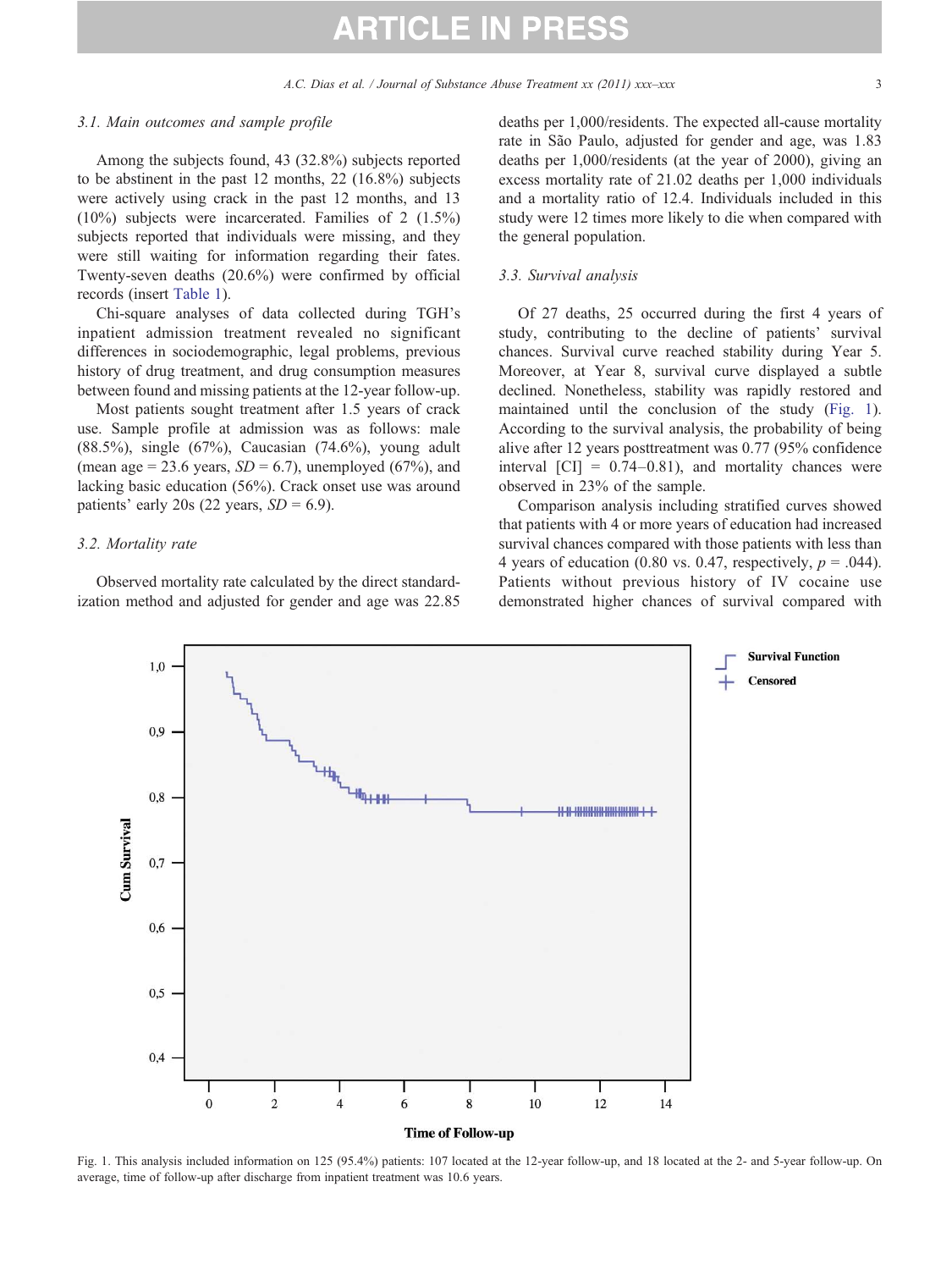### 3.1. Main outcomes and sample profile

Among the subjects found, 43 (32.8%) subjects reported to be abstinent in the past 12 months, 22 (16.8%) subjects were actively using crack in the past 12 months, and 13 (10%) subjects were incarcerated. Families of 2 (1.5%) subjects reported that individuals were missing, and they were still waiting for information regarding their fates. Twenty-seven deaths (20.6%) were confirmed by official records (insert Table 1).

Chi-square analyses of data collected during TGH's inpatient admission treatment revealed no significant differences in sociodemographic, legal problems, previous history of drug treatment, and drug consumption measures between found and missing patients at the 12-year follow-up.

Most patients sought treatment after 1.5 years of crack use. Sample profile at admission was as follows: male (88.5%), single (67%), Caucasian (74.6%), young adult (mean age = 23.6 years, *SD* = 6.7), unemployed (67%), and lacking basic education (56%). Crack onset use was around patients' early 20s (22 years, *SD* = 6.9).

### 3.2. Mortality rate

Observed mortality rate calculated by the direct standardization method and adjusted for gender and age was 22.85 deaths per 1,000/residents. The expected all-cause mortality rate in São Paulo, adjusted for gender and age, was 1.83 deaths per 1,000/residents (at the year of 2000), giving an excess mortality rate of 21.02 deaths per 1,000 individuals and a mortality ratio of 12.4. Individuals included in this study were 12 times more likely to die when compared with the general population.

### 3.3. Survival analysis

Of 27 deaths, 25 occurred during the first 4 years of study, contributing to the decline of patients' survival chances. Survival curve reached stability during Year 5. Moreover, at Year 8, survival curve displayed a subtle declined. Nonetheless, stability was rapidly restored and maintained until the conclusion of the study (Fig. 1). According to the survival analysis, the probability of being alive after 12 years posttreatment was 0.77 (95% confidence interval [CI] = 0.74–0.81), and mortality chances were observed in 23% of the sample.

Comparison analysis including stratified curves showed that patients with 4 or more years of education had increased survival chances compared with those patients with less than 4 years of education (0.80 vs. 0.47, respectively, $p = .044$). Patients without previous history of IV cocaine use demonstrated higher chances of survival compared with

Fig. 1. This analysis included information on 125 (95.4%) patients: 107 located at the 12-year follow-up, and 18 located at the 2- and 5-year follow-up. On average, time of follow-up after discharge from inpatient treatment was 10.6 years.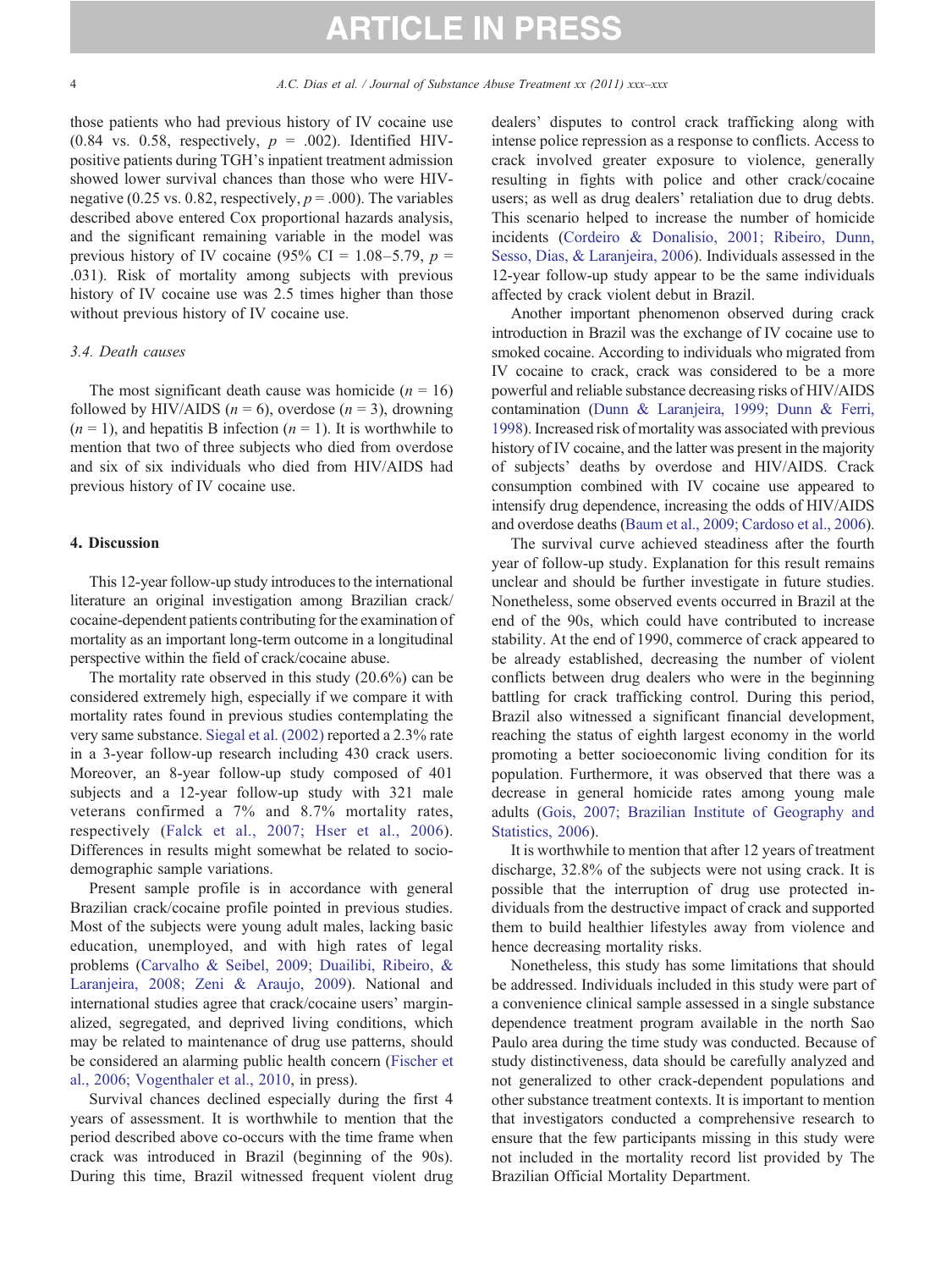those patients who had previous history of IV cocaine use (0.84 vs. 0.58, respectively, $p$ = .002). Identified HIV-positive patients during TGH's inpatient treatment admission showed lower survival chances than those who were HIV-negative (0.25 vs. 0.82, respectively, $p$ = .000). The variables described above entered Cox proportional hazards analysis, and the significant remaining variable in the model was previous history of IV cocaine (95% CI = 1.08–5.79, $p$ = .031). Risk of mortality among subjects with previous history of IV cocaine use was 2.5 times higher than those without previous history of IV cocaine use.

### 3.4. Death causes

The most significant death cause was homicide ($n$ = 16) followed by HIV/AIDS ($n$ = 6), overdose ($n$ = 3), drowning ($n$ = 1), and hepatitis B infection ($n$ = 1). It is worthwhile to mention that two of three subjects who died from overdose and six of six individuals who died from HIV/AIDS had previous history of IV cocaine use.

## 4. Discussion

This 12-year follow-up study introduces to the international literature an original investigation among Brazilian crack/cocaine-dependent patients contributing for the examination of mortality as an important long-term outcome in a longitudinal perspective within the field of crack/cocaine abuse.

The mortality rate observed in this study (20.6%) can be considered extremely high, especially if we compare it with mortality rates found in previous studies contemplating the very same substance. Siegal et al. (2002) reported a 2.3% rate in a 3-year follow-up research including 430 crack users. Moreover, an 8-year follow-up study composed of 401 subjects and a 12-year follow-up study with 321 male veterans confirmed a 7% and 8.7% mortality rates, respectively (Falck et al., 2007; Hser et al., 2006). Differences in results might somewhat be related to socio-demographic sample variations.

Present sample profile is in accordance with general Brazilian crack/cocaine profile pointed in previous studies. Most of the subjects were young adult males, lacking basic education, unemployed, and with high rates of legal problems (Carvalho & Seibel, 2009; Duailibi, Ribeiro, & Laranjeira, 2008; Zeni & Araujo, 2009). National and international studies agree that crack/cocaine users' marginalized, segregated, and deprived living conditions, which may be related to maintenance of drug use patterns, should be considered an alarming public health concern (Fischer et al., 2006; Vogenthaler et al., 2010, in press).

Survival chances declined especially during the first 4 years of assessment. It is worthwhile to mention that the period described above co-occurs with the time frame when crack was introduced in Brazil (beginning of the 90s). During this time, Brazil witnessed frequent violent drug dealers' disputes to control crack trafficking along with intense police repression as a response to conflicts. Access to crack involved greater exposure to violence, generally resulting in fights with police and other crack/cocaine users; as well as drug dealers' retaliation due to drug debts. This scenario helped to increase the number of homicide incidents (Cordeiro & Donalisio, 2001; Ribeiro, Dunn, Sesso, Dias, & Laranjeira, 2006). Individuals assessed in the 12-year follow-up study appear to be the same individuals affected by crack violent debut in Brazil.

Another important phenomenon observed during crack introduction in Brazil was the exchange of IV cocaine use to smoked cocaine. According to individuals who migrated from IV cocaine to crack, crack was considered to be a more powerful and reliable substance decreasing risks of HIV/AIDS contamination (Dunn & Laranjeira, 1999; Dunn & Ferri, 1998). Increased risk of mortality was associated with previous history of IV cocaine, and the latter was present in the majority of subjects' deaths by overdose and HIV/AIDS. Crack consumption combined with IV cocaine use appeared to intensify drug dependence, increasing the odds of HIV/AIDS and overdose deaths (Baum et al., 2009; Cardoso et al., 2006).

The survival curve achieved steadiness after the fourth year of follow-up study. Explanation for this result remains unclear and should be further investigate in future studies. Nonetheless, some observed events occurred in Brazil at the end of the 90s, which could have contributed to increase stability. At the end of 1990, commerce of crack appeared to be already established, decreasing the number of violent conflicts between drug dealers who were in the beginning battling for crack trafficking control. During this period, Brazil also witnessed a significant financial development, reaching the status of eighth largest economy in the world promoting a better socioeconomic living condition for its population. Furthermore, it was observed that there was a decrease in general homicide rates among young male adults (Gois, 2007; Brazilian Institute of Geography and Statistics, 2006).

It is worthwhile to mention that after 12 years of treatment discharge, 32.8% of the subjects were not using crack. It is possible that the interruption of drug use protected individuals from the destructive impact of crack and supported them to build healthier lifestyles away from violence and hence decreasing mortality risks.

Nonetheless, this study has some limitations that should be addressed. Individuals included in this study were part of a convenience clinical sample assessed in a single substance dependence treatment program available in the north Sao Paulo area during the time study was conducted. Because of study distinctiveness, data should be carefully analyzed and not generalized to other crack-dependent populations and other substance treatment contexts. It is important to mention that investigators conducted a comprehensive research to ensure that the few participants missing in this study were not included in the mortality record list provided by The Brazilian Official Mortality Department.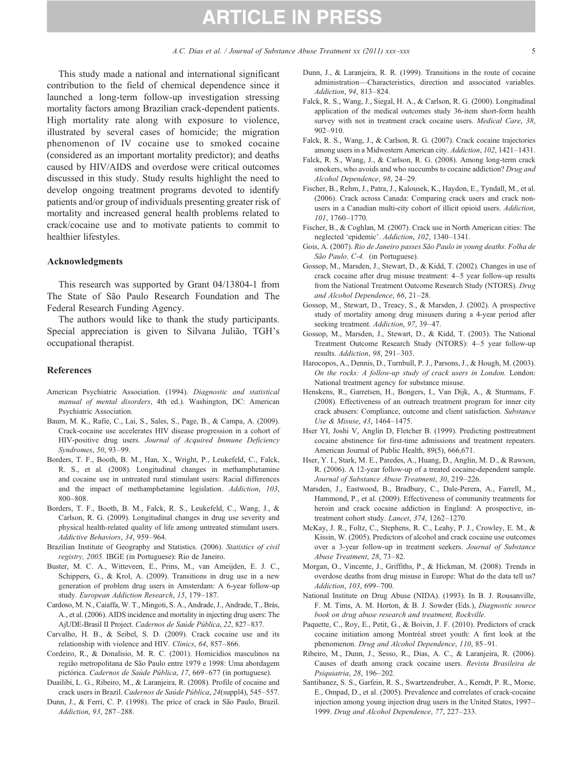This study made a national and international significant contribution to the field of chemical dependence since it launched a long-term follow-up investigation stressing mortality factors among Brazilian crack-dependent patients. High mortality rate along with exposure to violence, illustrated by several cases of homicide; the migration phenomenon of IV cocaine use to smoked cocaine (considered as an important mortality predictor); and deaths caused by HIV/AIDS and overdose were critical outcomes discussed in this study. Study results highlight the need to develop ongoing treatment programs devoted to identify patients and/or group of individuals presenting greater risk of mortality and increased general health problems related to crack/cocaine use and to motivate patients to commit to healthier lifestyles.

## Acknowledgments

This research was supported by Grant 04/13804-1 from The State of São Paulo Research Foundation and The Federal Research Funding Agency.

The authors would like to thank the study participants. Special appreciation is given to Silvana Julião, TGH's occupational therapist.

## References

American Psychiatric Association. (1994). *Diagnostic and statistical manual of mental disorders*, 4th ed.). Washington, DC: American Psychiatric Association.

Baum, M. K., Rafie, C., Lai, S., Sales, S., Page, B., & Campa, A. (2009). Crack-cocaine use accelerates HIV disease progression in a cohort of HIV-positive drug users. *Journal of Acquired Immune Deficiency Syndromes*, *50*, 93–99.

Borders, T. F., Booth, B. M., Han, X., Wright, P., Leukefeld, C., Falck, R. S., et al. (2008). Longitudinal changes in methamphetamine and cocaine use in untreated rural stimulant users: Racial differences and the impact of methamphetamine legislation. *Addiction*, *103*, 800–808.

Borders, T. F., Booth, B. M., Falck, R. S., Leukefeld, C., Wang, J., & Carlson, R. G. (2009). Longitudinal changes in drug use severity and physical health-related quality of life among untreated stimulant users. *Addictive Behaviors*, *34*, 959–964.

Brazilian Institute of Geography and Statistics. (2006). *Statistics of civil registry, 2005.* IBGE (in Portuguese): Rio de Janeiro.

Buster, M. C. A., Witteveen, E., Prins, M., van Ameijden, E. J. C., Schippers, G., & Krol, A. (2009). Transitions in drug use in a new generation of problem drug users in Amsterdam: A 6-year follow-up study. *European Addiction Research*, *15*, 179–187.

Cardoso, M. N., Caiaffa, W. T., Mingoti, S. A., Andrade, J., Andrade, T., Brás, A., et al. (2006). AIDS incidence and mortality in injecting drug users: The AjUDE-Brasil II Project. *Cadernos de Saúde Pública*, *22*, 827–837.

Carvalho, H. B., & Seibel, S. D. (2009). Crack cocaine use and its relationship with violence and HIV. *Clinics*, *64*, 857–866.

Cordeiro, R., & Donalisio, M. R. C. (2001). Homicídios masculinos na região metropolitana de São Paulo entre 1979 e 1998: Uma abordagem pictórica. *Cadernos de Saúde Pública*, *17*, 669–677 (in portuguese).

Duailibi, L. G., Ribeiro, M., & Laranjeira, R. (2008). Profile of cocaine and crack users in Brazil. *Cadernos de Saúde Pública*, *24*(suppl4), 545–557.

Dunn, J., & Ferri, C. P. (1998). The price of crack in São Paulo, Brazil. *Addiction*, *93*, 287–288.

Dunn, J., & Laranjeira, R. R. (1999). Transitions in the route of cocaine administration—Characteristics, direction and associated variables. *Addiction*, *94*, 813–824.

Falck, R. S., Wang, J., Siegal, H. A., & Carlson, R. G. (2000). Longitudinal application of the medical outcomes study 36-item short-form health survey with not in treatment crack cocaine users. *Medical Care*, *38*, 902–910.

Falck, R. S., Wang, J., & Carlson, R. G. (2007). Crack cocaine trajectories among users in a Midwestern American city. *Addiction*, *102*, 1421–1431.

Falck, R. S., Wang, J., & Carlson, R. G. (2008). Among long-term crack smokers, who avoids and who succumbs to cocaine addiction? *Drug and Alcohol Dependence*, *98*, 24–29.

Fischer, B., Rehm, J., Patra, J., Kalousek, K., Haydon, E., Tyndall, M., et al. (2006). Crack across Canada: Comparing crack users and crack non-users in a Canadian multi-city cohort of illicit opioid users. *Addiction*, *101*, 1760–1770.

Fischer, B., & Coghlan, M. (2007). Crack use in North American cities: The neglected 'epidemic'. *Addiction*, *102*, 1340–1341.

Gois, A. (2007). *Rio de Janeiro passes São Paulo in young deaths. Folha de São Paulo, C-4.* (in Portuguese).

Gossop, M., Marsden, J., Stewart, D., & Kidd, T. (2002). Changes in use of crack cocaine after drug misuse treatment: 4–5 year follow-up results from the National Treatment Outcome Research Study (NTORS). *Drug and Alcohol Dependence*, *66*, 21–28.

Gossop, M., Stewart, D., Treacy, S., & Marsden, J. (2002). A prospective study of mortality among drug misusers during a 4-year period after seeking treatment. *Addiction*, *97*, 39–47.

Gossop, M., Marsden, J., Stewart, D., & Kidd, T. (2003). The National Treatment Outcome Research Study (NTORS): 4–5 year follow-up results. *Addiction*, *98*, 291–303.

Harocopos, A., Dennis, D., Turnbull, P. J., Parsons, J., & Hough, M. (2003). *On the rocks: A follow-up study of crack users in London.* London: National treatment agency for substance misuse.

Henskens, R., Garretsen, H., Bongers, I., Van Dijk, A., & Sturmans, F. (2008). Effectiveness of an outreach treatment program for inner city crack abusers: Compliance, outcome and client satisfaction. *Substance Use & Misuse*, *43*, 1464–1475.

Hser YI, Joshi V, Anglin D, Fletcher B. (1999). Predicting posttreatment cocaine abstinence for first-time admissions and treatment repeaters. American Journal of Public Health, 89(5), 666,671.

Hser, Y. I., Stark, M. E., Paredes, A., Huang, D., Anglin, M. D., & Rawson, R. (2006). A 12-year follow-up of a treated cocaine-dependent sample. *Journal of Substance Abuse Treatment*, *30*, 219–226.

Marsden, J., Eastwood, B., Bradbury, C., Dale-Perera, A., Farrell, M., Hammond, P., et al. (2009). Effectiveness of community treatments for heroin and crack cocaine addiction in England: A prospective, in-treatment cohort study. *Lancet*, *374*, 1262–1270.

McKay, J. R., Foltz, C., Stephens, R. C., Leahy, P. J., Crowley, E. M., & Kissin, W. (2005). Predictors of alcohol and crack cocaine use outcomes over a 3-year follow-up in treatment seekers. *Journal of Substance Abuse Treatment*, *28*, 73–82.

Morgan, O., Vincente, J., Griffiths, P., & Hickman, M. (2008). Trends in overdose deaths from drug misuse in Europe: What do the data tell us? *Addiction*, *103*, 699–700.

National Institute on Drug Abuse (NIDA). (1993). In B. J. Rousanville, F. M. Tims, A. M. Horton, & B. J. Sowder (Eds.), *Diagnostic source book on drug abuse research and treatment, Rockville*.

Paquette, C., Roy, E., Petit, G., & Boivin, J. F. (2010). Predictors of crack cocaine initiation among Montréal street youth: A first look at the phenomenon. *Drug and Alcohol Dependence*, *110*, 85–91.

Ribeiro, M., Dunn, J., Sesso, R., Dias, A. C., & Laranjeira, R. (2006). Causes of death among crack cocaine users. *Revista Brasileira de Psiquiatria*, *28*, 196–202.

Santibanez, S. S., Garfein, R. S., Swartzendruber, A., Kerndt, P. R., Morse, E., Ompad, D., et al. (2005). Prevalence and correlates of crack-cocaine injection among young injection drug users in the United States, 1997–1999. *Drug and Alcohol Dependence*, *77*, 227–233.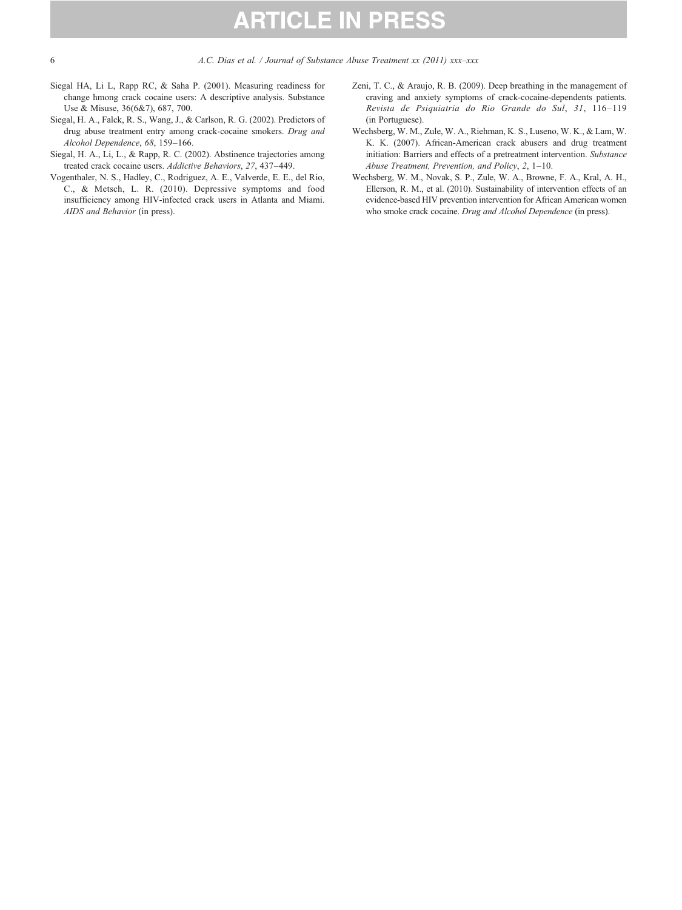Siegal HA, Li L, Rapp RC, & Saha P. (2001). Measuring readiness for change hmong crack cocaine users: A descriptive analysis. Substance Use & Misuse, 36(6&7), 687, 700.

Siegal, H. A., Falck, R. S., Wang, J., & Carlson, R. G. (2002). Predictors of drug abuse treatment entry among crack-cocaine smokers. *Drug and Alcohol Dependence*, *68*, 159–166.

Siegal, H. A., Li, L., & Rapp, R. C. (2002). Abstinence trajectories among treated crack cocaine users. *Addictive Behaviors*, *27*, 437–449.

Vogenthaler, N. S., Hadley, C., Rodriguez, A. E., Valverde, E. E., del Rio, C., & Metsch, L. R. (2010). Depressive symptoms and food insufficiency among HIV-infected crack users in Atlanta and Miami. *AIDS and Behavior* (in press).

Zeni, T. C., & Araujo, R. B. (2009). Deep breathing in the management of craving and anxiety symptoms of crack-cocaine-dependents patients. *Revista de Psiquiatria do Rio Grande do Sul*, *31*, 116–119 (in Portuguese).

Wechsberg, W. M., Zule, W. A., Riehman, K. S., Luseno, W. K., & Lam, W. K. K. (2007). African-American crack abusers and drug treatment initiation: Barriers and effects of a pretreatment intervention. *Substance Abuse Treatment, Prevention, and Policy*, *2*, 1–10.

Wechsberg, W. M., Novak, S. P., Zule, W. A., Browne, F. A., Kral, A. H., Ellerson, R. M., et al. (2010). Sustainability of intervention effects of an evidence-based HIV prevention intervention for African American women who smoke crack cocaine. *Drug and Alcohol Dependence* (in press).